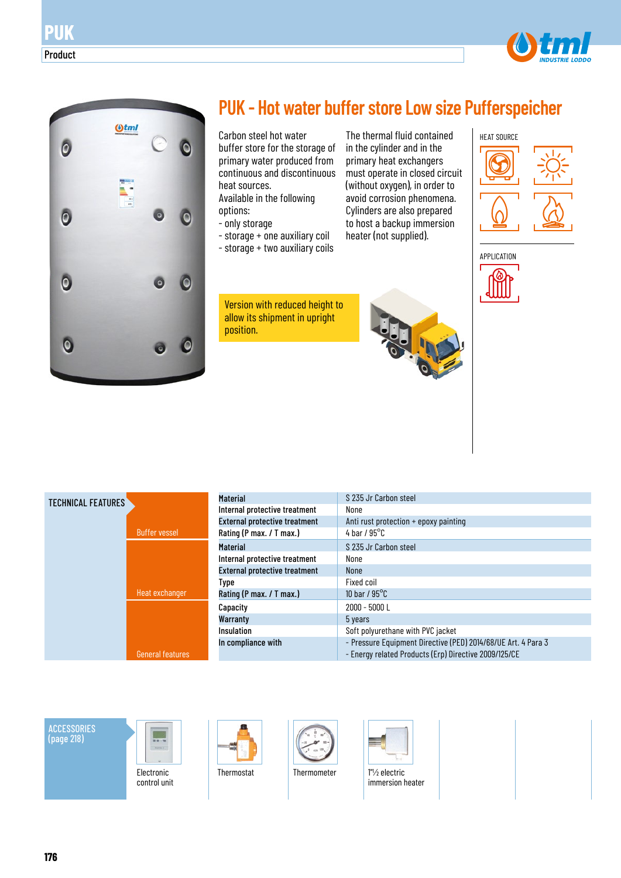# PUK

Product

## PUK - Hot water buffer store Low size Pufferspeicher

Carbon steel hot water buffer store for the storage of primary water produced from continuous and discontinuous heat sources.
Available in the following options:
- only storage
- storage + one auxiliary coil
- storage + two auxiliary coils

The thermal fluid contained in the cylinder and in the primary heat exchangers must operate in closed circuit (without oxygen), in order to avoid corrosion phenomena. Cylinders are also prepared to host a backup immersion heater (not supplied).

Version with reduced height to allow its shipment in upright position.

HEAT SOURCE

APPLICATION

### TECHNICAL FEATURES

| | | |
|---|---|---|
| Buffer vessel | **Material** | S 235 Jr Carbon steel |
| | **Internal protective treatment** | None |
| | **External protective treatment** | Anti rust protection + epoxy painting |
| | **Rating (P max. / T max.)** | 4 bar / 95°C |
| Heat exchanger | **Material** | S 235 Jr Carbon steel |
| | **Internal protective treatment** | None |
| | **External protective treatment** | None |
| | **Type** | Fixed coil |
| | **Rating (P max. / T max.)** | 10 bar / 95°C |
| General features | **Capacity** | 2000 - 5000 L |
| | **Warranty** | 5 years |
| | **Insulation** | Soft polyurethane with PVC jacket |
| | **In compliance with** | - Pressure Equipment Directive (PED) 2014/68/UE Art. 4 Para 3<br>- Energy related Products (Erp) Directive 2009/125/CE |

### ACCESSORIES (page 218)

- Electronic control unit
- Thermostat
- Thermometer
- 1"½ electric immersion heater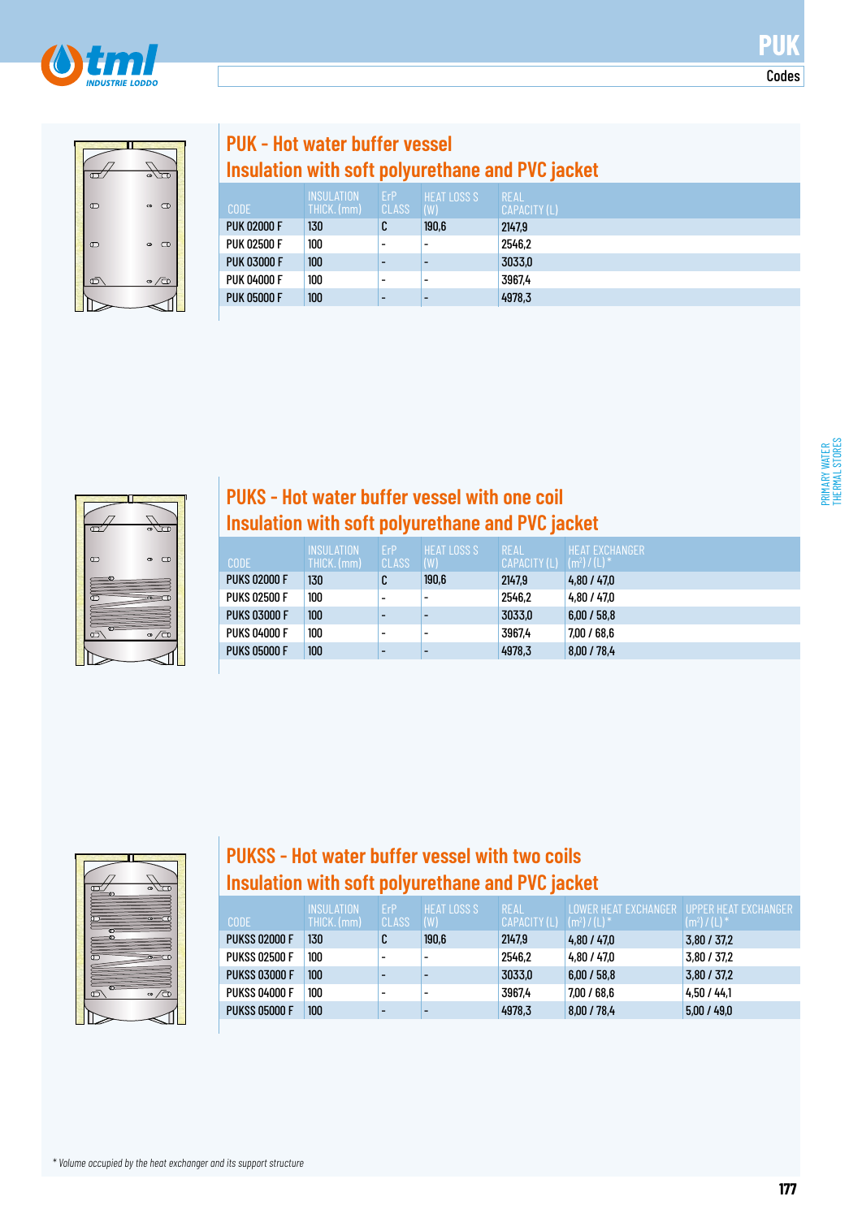## PUK - Hot water buffer vessel
### Insulation with soft polyurethane and PVC jacket

| CODE | INSULATION THICK. (mm) | ErP CLASS | HEAT LOSS S (W) | REAL CAPACITY (L) |
|---|---|---|---|---|
| PUK 02000 F | 130 | C | 190,6 | 2147,9 |
| PUK 02500 F | 100 | - | - | 2546,2 |
| PUK 03000 F | 100 | - | - | 3033,0 |
| PUK 04000 F | 100 | - | - | 3967,4 |
| PUK 05000 F | 100 | - | - | 4978,3 |

## PUKS - Hot water buffer vessel with one coil
### Insulation with soft polyurethane and PVC jacket

| CODE | INSULATION THICK. (mm) | ErP CLASS | HEAT LOSS S (W) | REAL CAPACITY (L) | HEAT EXCHANGER ($m^2$) / (L) * |
|---|---|---|---|---|---|
| PUKS 02000 F | 130 | C | 190,6 | 2147,9 | 4,80 / 47,0 |
| PUKS 02500 F | 100 | - | - | 2546,2 | 4,80 / 47,0 |
| PUKS 03000 F | 100 | - | - | 3033,0 | 6,00 / 58,8 |
| PUKS 04000 F | 100 | - | - | 3967,4 | 7,00 / 68,6 |
| PUKS 05000 F | 100 | - | - | 4978,3 | 8,00 / 78,4 |

## PUKSS - Hot water buffer vessel with two coils
### Insulation with soft polyurethane and PVC jacket

| CODE | INSULATION THICK. (mm) | ErP CLASS | HEAT LOSS S (W) | REAL CAPACITY (L) | LOWER HEAT EXCHANGER ($m^2$) / (L) * | UPPER HEAT EXCHANGER ($m^2$) / (L) * |
|---|---|---|---|---|---|---|
| PUKSS 02000 F | 130 | C | 190,6 | 2147,9 | 4,80 / 47,0 | 3,80 / 37,2 |
| PUKSS 02500 F | 100 | - | - | 2546,2 | 4,80 / 47,0 | 3,80 / 37,2 |
| PUKSS 03000 F | 100 | - | - | 3033,0 | 6,00 / 58,8 | 3,80 / 37,2 |
| PUKSS 04000 F | 100 | - | - | 3967,4 | 7,00 / 68,6 | 4,50 / 44,1 |
| PUKSS 05000 F | 100 | - | - | 4978,3 | 8,00 / 78,4 | 5,00 / 49,0 |

*\* Volume occupied by the heat exchanger and its support structure*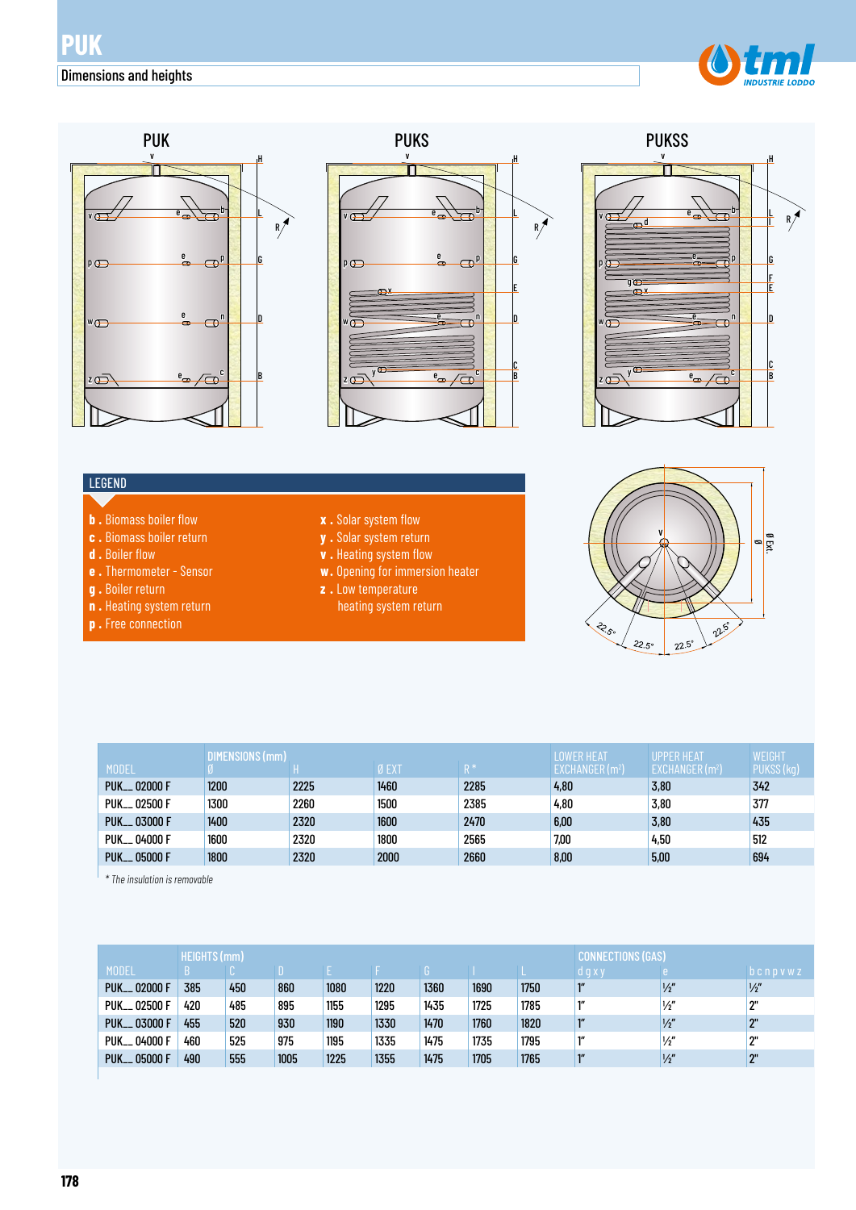# PUK

## Dimensions and heights

PUK

PUKS

PUKSS

LEGEND

- **b .** Biomass boiler flow
- **c .** Biomass boiler return
- **d .** Boiler flow
- **e .** Thermometer - Sensor
- **g .** Boiler return
- **n .** Heating system return
- **p .** Free connection
- **x .** Solar system flow
- **y .** Solar system return
- **v .** Heating system flow
- **w .** Opening for immersion heater
- **z .** Low temperature heating system return

| MODEL | DIMENSIONS (mm) Ø | H | Ø EXT | R * | LOWER HEAT EXCHANGER (m²) | UPPER HEAT EXCHANGER (m²) | WEIGHT PUKSS (kg) |
|---|---|---|---|---|---|---|---|
| PUK__ 02000 F | 1200 | 2225 | 1460 | 2285 | 4,80 | 3,80 | 342 |
| PUK__ 02500 F | 1300 | 2260 | 1500 | 2385 | 4,80 | 3,80 | 377 |
| PUK__ 03000 F | 1400 | 2320 | 1600 | 2470 | 6,00 | 3,80 | 435 |
| PUK__ 04000 F | 1600 | 2320 | 1800 | 2565 | 7,00 | 4,50 | 512 |
| PUK__ 05000 F | 1800 | 2320 | 2000 | 2660 | 8,00 | 5,00 | 694 |

*\* The insulation is removable*

| MODEL | HEIGHTS (mm) B | C | D | E | F | G | I | L | CONNECTIONS (GAS) d g x y | e | b c n p v w z |
|---|---|---|---|---|---|---|---|---|---|---|---|
| PUK__ 02000 F | 385 | 450 | 860 | 1080 | 1220 | 1360 | 1690 | 1750 | 1" | ½" | ½" |
| PUK__ 02500 F | 420 | 485 | 895 | 1155 | 1295 | 1435 | 1725 | 1785 | 1" | ½" | 2" |
| PUK__ 03000 F | 455 | 520 | 930 | 1190 | 1330 | 1470 | 1760 | 1820 | 1" | ½" | 2" |
| PUK__ 04000 F | 460 | 525 | 975 | 1195 | 1335 | 1475 | 1735 | 1795 | 1" | ½" | 2" |
| PUK__ 05000 F | 490 | 555 | 1005 | 1225 | 1355 | 1475 | 1705 | 1765 | 1" | ½" | 2" |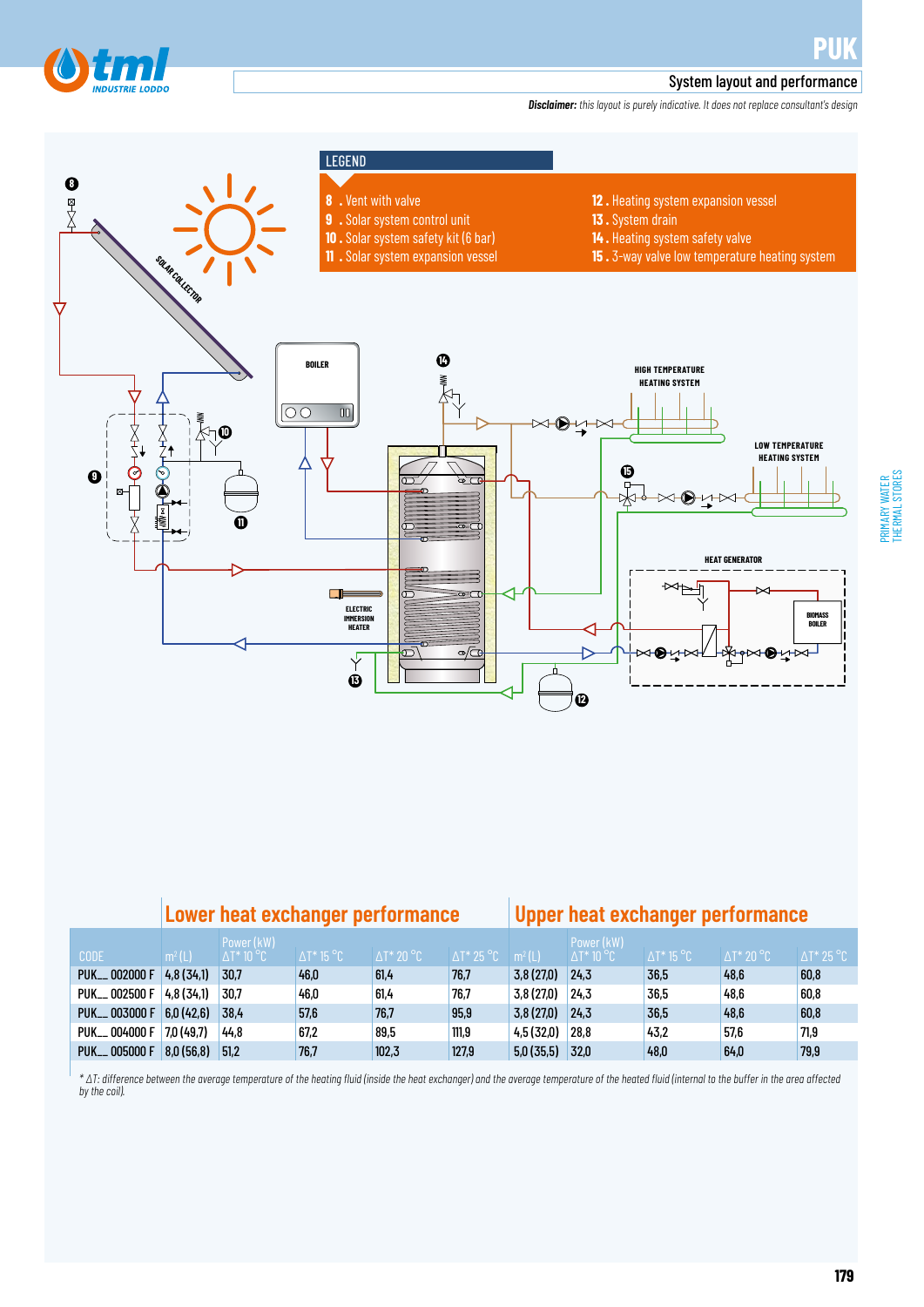# PUK

## System layout and performance

***Disclaimer:*** *this layout is purely indicative. It does not replace consultant's design*

**LEGEND**

- **8** . Vent with valve
- **9** . Solar system control unit
- **10** . Solar system safety kit (6 bar)
- **11** . Solar system expansion vessel
- **12** . Heating system expansion vessel
- **13** . System drain
- **14** . Heating system safety valve
- **15** . 3-way valve low temperature heating system

SOLAR COLLECTOR

BOILER

HIGH TEMPERATURE HEATING SYSTEM

LOW TEMPERATURE HEATING SYSTEM

HEAT GENERATOR

BIOMASS BOILER

ELECTRIC IMMERSION HEATER

| | Lower heat exchanger performance | | | | | Upper heat exchanger performance | | | | |
|---|---|---|---|---|---|---|---|---|---|---|
| CODE | m² (L) | Power (kW) ΔT* 10 °C | ΔT* 15 °C | ΔT* 20 °C | ΔT* 25 °C | m² (L) | Power (kW) ΔT* 10 °C | ΔT* 15 °C | ΔT* 20 °C | ΔT* 25 °C |
| PUK__ 002000 F | 4,8 (34,1) | 30,7 | 46,0 | 61,4 | 76,7 | 3,8 (27,0) | 24,3 | 36,5 | 48,6 | 60,8 |
| PUK__ 002500 F | 4,8 (34,1) | 30,7 | 46,0 | 61,4 | 76,7 | 3,8 (27,0) | 24,3 | 36,5 | 48,6 | 60,8 |
| PUK__ 003000 F | 6,0 (42,6) | 38,4 | 57,6 | 76,7 | 95,9 | 3,8 (27,0) | 24,3 | 36,5 | 48,6 | 60,8 |
| PUK__ 004000 F | 7,0 (49,7) | 44,8 | 67,2 | 89,5 | 111,9 | 4,5 (32,0) | 28,8 | 43,2 | 57,6 | 71,9 |
| PUK__ 005000 F | 8,0 (56,8) | 51,2 | 76,7 | 102,3 | 127,9 | 5,0 (35,5) | 32,0 | 48,0 | 64,0 | 79,9 |

*\* ΔT: difference between the average temperature of the heating fluid (inside the heat exchanger) and the average temperature of the heated fluid (internal to the buffer in the area affected by the coil).*